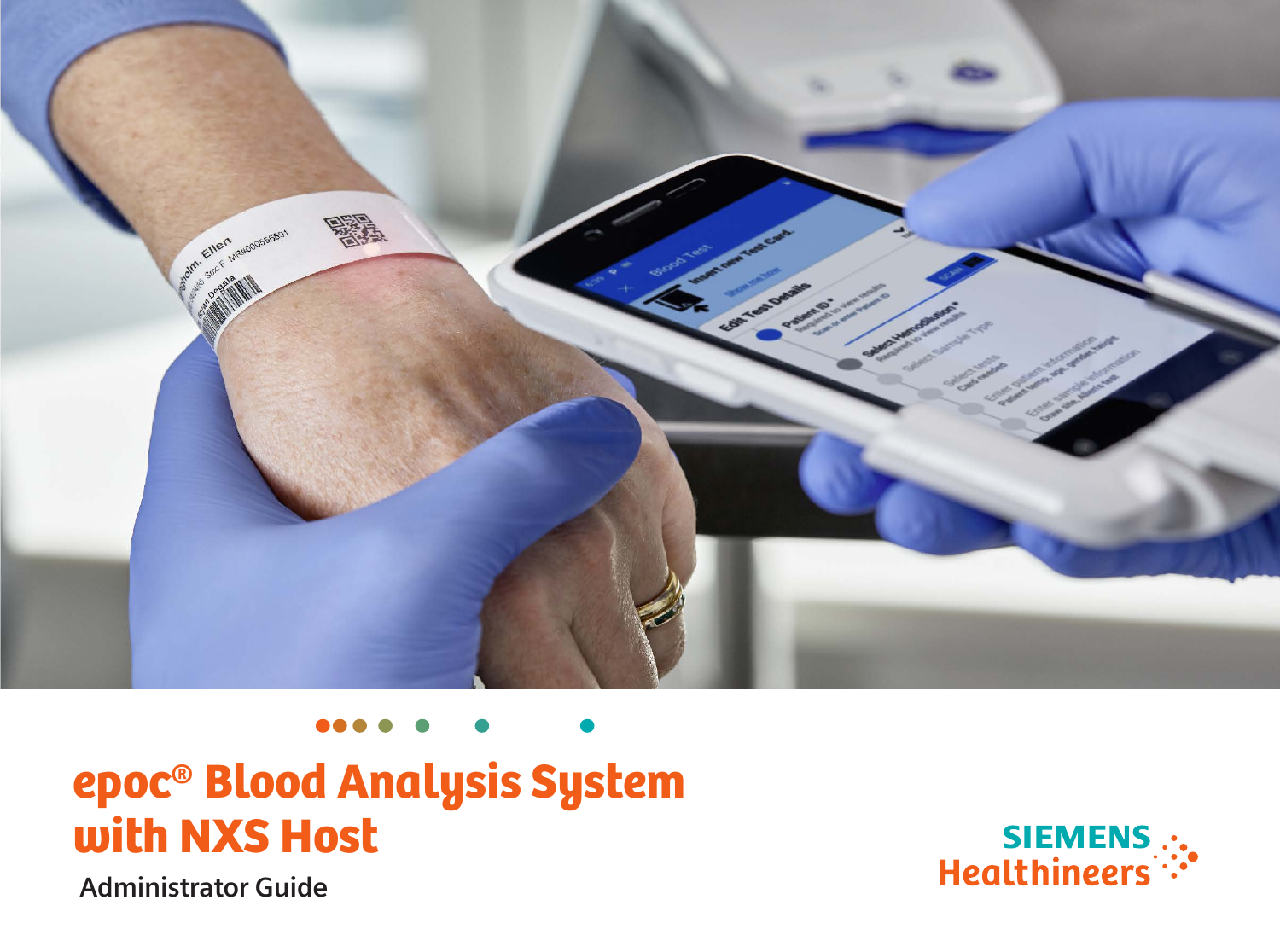# epoc® Blood Analysis System with NXS Host

Administrator Guide

SIEMENS Healthineers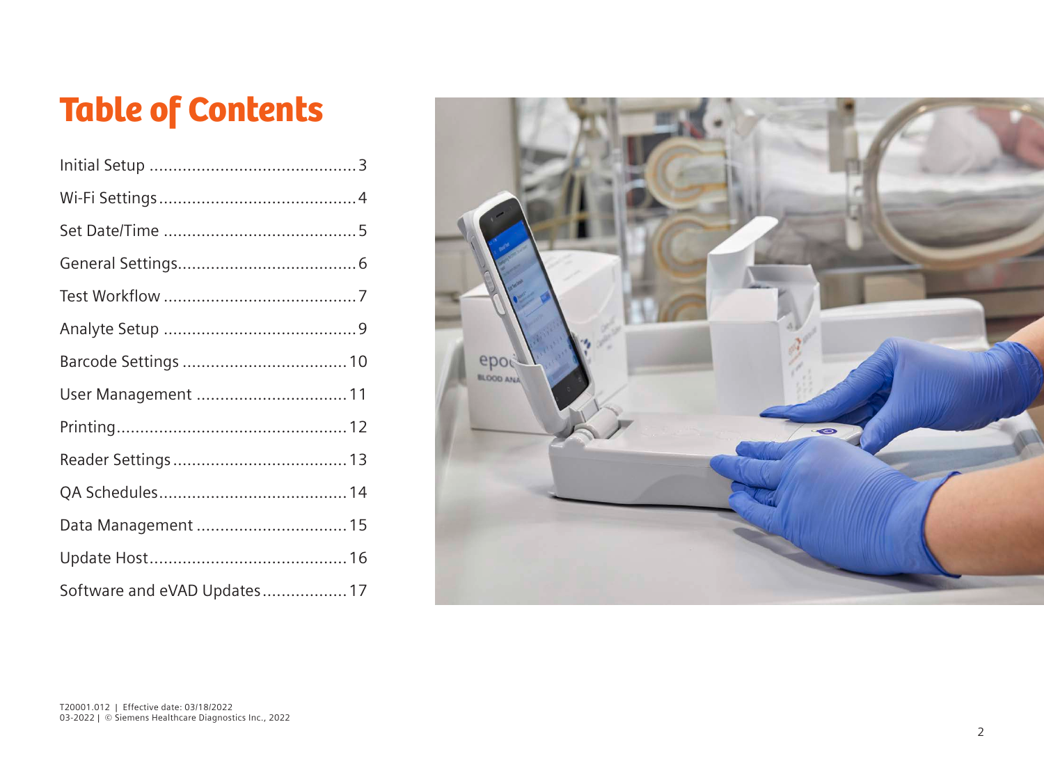# Table of Contents

| Section | Page |
|---|---|
| Initial Setup | 3 |
| Wi-Fi Settings | 4 |
| Set Date/Time | 5 |
| General Settings | 6 |
| Test Workflow | 7 |
| Analyte Setup | 9 |
| Barcode Settings | 10 |
| User Management | 11 |
| Printing | 12 |
| Reader Settings | 13 |
| QA Schedules | 14 |
| Data Management | 15 |
| Update Host | 16 |
| Software and eVAD Updates | 17 |

T20001.012 | Effective date: 03/18/2022
03-2022 | © Siemens Healthcare Diagnostics Inc., 2022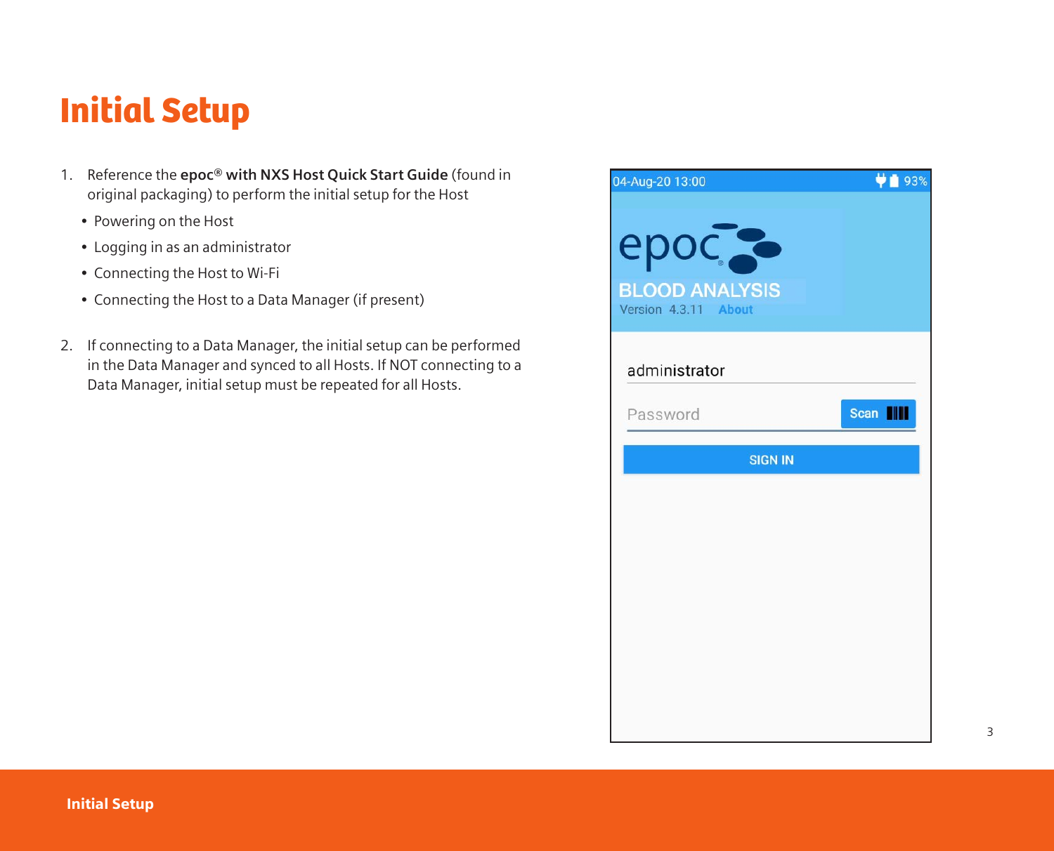# Initial Setup

1. Reference the **epoc® with NXS Host Quick Start Guide** (found in original packaging) to perform the initial setup for the Host
   - Powering on the Host
   - Logging in as an administrator
   - Connecting the Host to Wi-Fi
   - Connecting the Host to a Data Manager (if present)

2. If connecting to a Data Manager, the initial setup can be performed in the Data Manager and synced to all Hosts. If NOT connecting to a Data Manager, initial setup must be repeated for all Hosts.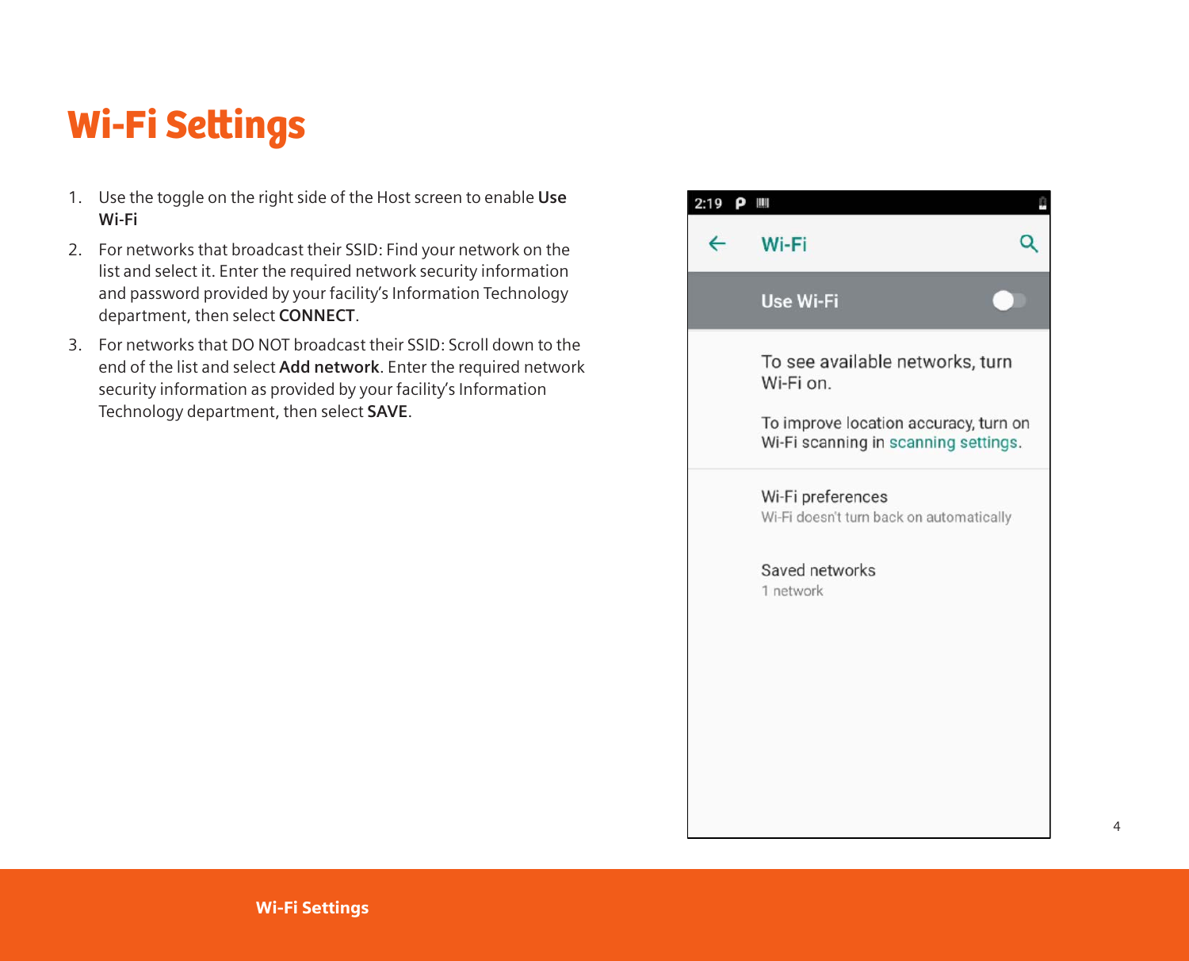# Wi-Fi Settings

1. Use the toggle on the right side of the Host screen to enable **Use Wi-Fi**
2. For networks that broadcast their SSID: Find your network on the list and select it. Enter the required network security information and password provided by your facility's Information Technology department, then select **CONNECT**.
3. For networks that DO NOT broadcast their SSID: Scroll down to the end of the list and select **Add network**. Enter the required network security information as provided by your facility's Information Technology department, then select **SAVE**.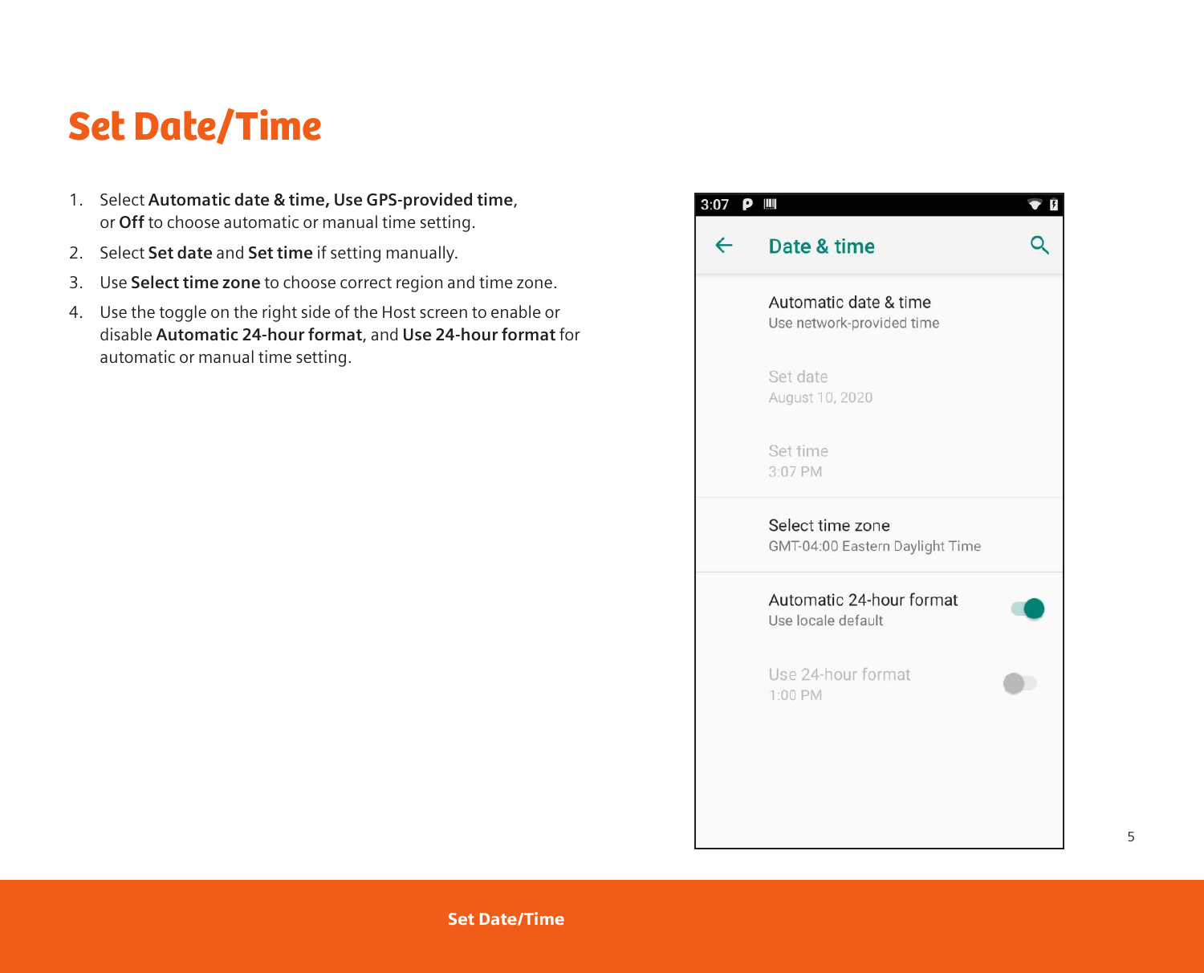# Set Date/Time

1. Select **Automatic date & time, Use GPS-provided time**, or **Off** to choose automatic or manual time setting.
2. Select **Set date** and **Set time** if setting manually.
3. Use **Select time zone** to choose correct region and time zone.
4. Use the toggle on the right side of the Host screen to enable or disable **Automatic 24-hour format**, and **Use 24-hour format** for automatic or manual time setting.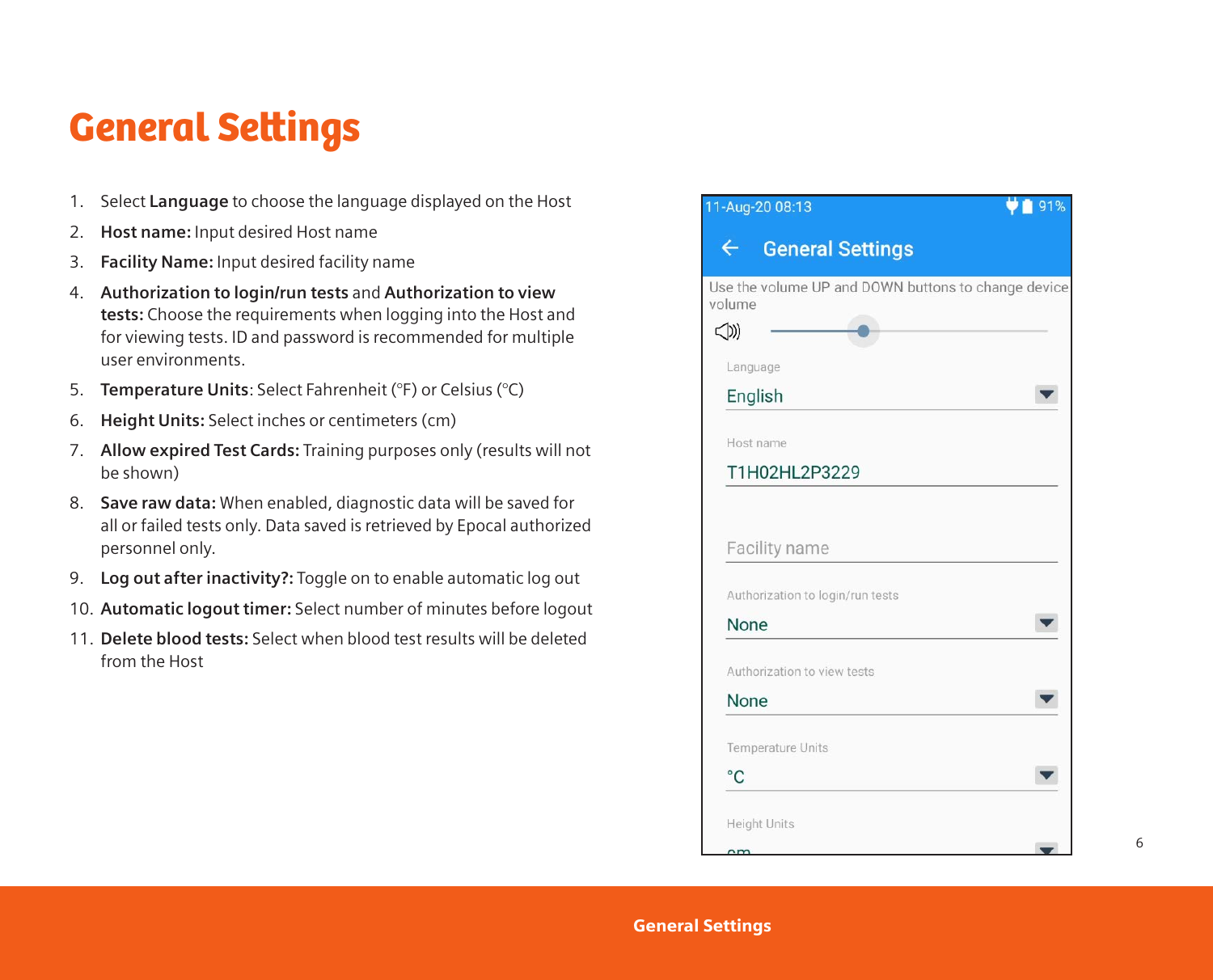# General Settings

1. Select **Language** to choose the language displayed on the Host
2. **Host name:** Input desired Host name
3. **Facility Name:** Input desired facility name
4. **Authorization to login/run tests** and **Authorization to view tests:** Choose the requirements when logging into the Host and for viewing tests. ID and password is recommended for multiple user environments.
5. **Temperature Units**: Select Fahrenheit (°F) or Celsius (°C)
6. **Height Units:** Select inches or centimeters (cm)
7. **Allow expired Test Cards:** Training purposes only (results will not be shown)
8. **Save raw data:** When enabled, diagnostic data will be saved for all or failed tests only. Data saved is retrieved by Epocal authorized personnel only.
9. **Log out after inactivity?:** Toggle on to enable automatic log out
10. **Automatic logout timer:** Select number of minutes before logout
11. **Delete blood tests:** Select when blood test results will be deleted from the Host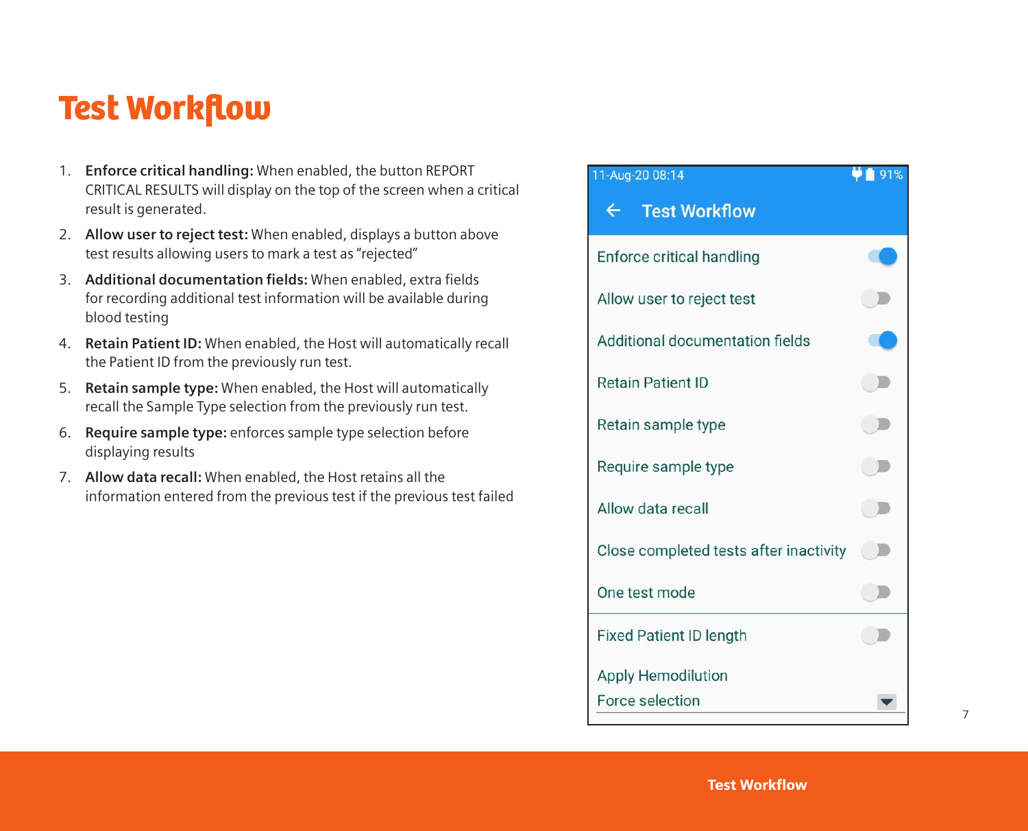# Test Workflow

1. **Enforce critical handling:** When enabled, the button REPORT CRITICAL RESULTS will display on the top of the screen when a critical result is generated.
2. **Allow user to reject test:** When enabled, displays a button above test results allowing users to mark a test as "rejected"
3. **Additional documentation fields:** When enabled, extra fields for recording additional test information will be available during blood testing
4. **Retain Patient ID:** When enabled, the Host will automatically recall the Patient ID from the previously run test.
5. **Retain sample type:** When enabled, the Host will automatically recall the Sample Type selection from the previously run test.
6. **Require sample type:** enforces sample type selection before displaying results
7. **Allow data recall:** When enabled, the Host retains all the information entered from the previous test if the previous test failed

11-Aug-20 08:14 91%

Test Workflow

- Enforce critical handling
- Allow user to reject test
- Additional documentation fields
- Retain Patient ID
- Retain sample type
- Require sample type
- Allow data recall
- Close completed tests after inactivity
- One test mode
- Fixed Patient ID length
- Apply Hemodilution
  Force selection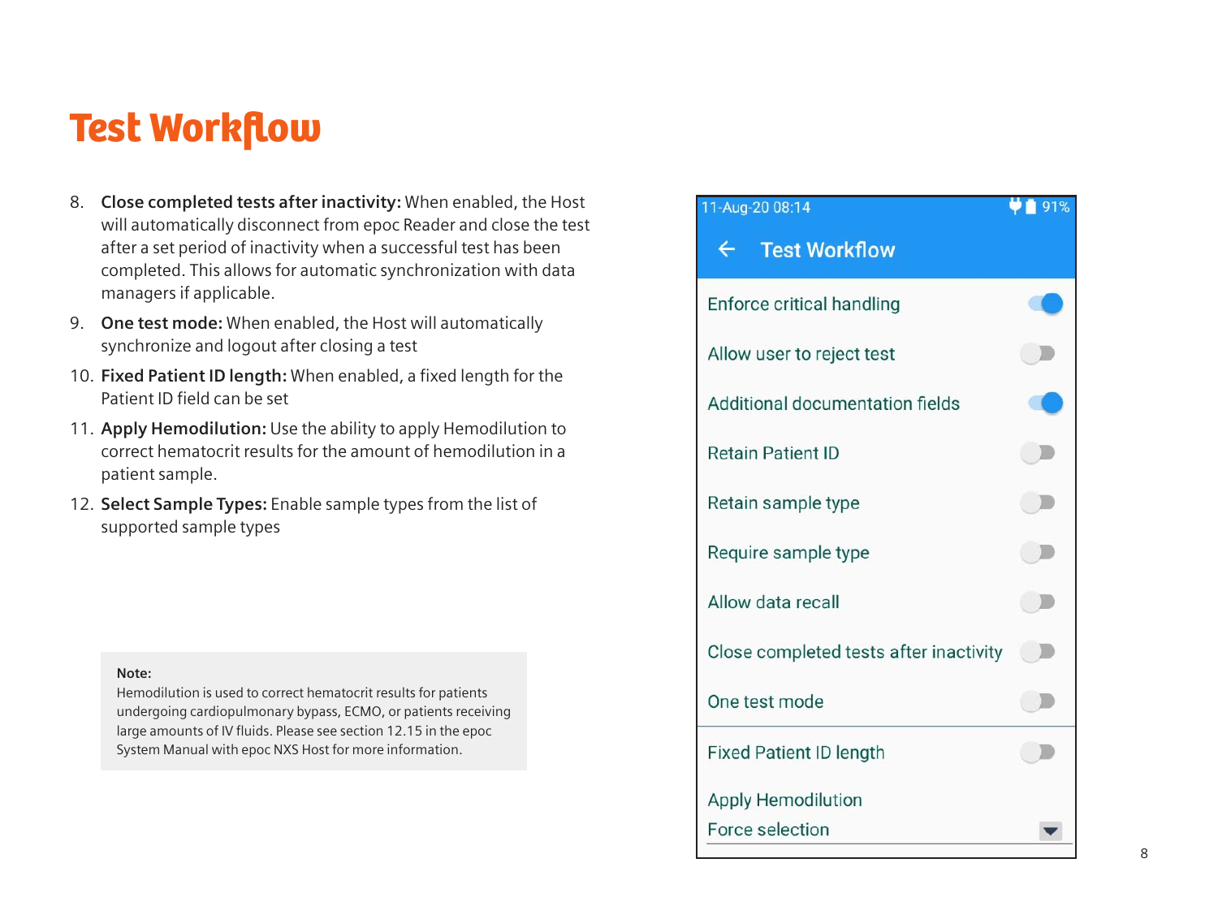# Test Workflow

8. **Close completed tests after inactivity:** When enabled, the Host will automatically disconnect from epoc Reader and close the test after a set period of inactivity when a successful test has been completed. This allows for automatic synchronization with data managers if applicable.
9. **One test mode:** When enabled, the Host will automatically synchronize and logout after closing a test
10. **Fixed Patient ID length:** When enabled, a fixed length for the Patient ID field can be set
11. **Apply Hemodilution:** Use the ability to apply Hemodilution to correct hematocrit results for the amount of hemodilution in a patient sample.
12. **Select Sample Types:** Enable sample types from the list of supported sample types

**Note:**
Hemodilution is used to correct hematocrit results for patients undergoing cardiopulmonary bypass, ECMO, or patients receiving large amounts of IV fluids. Please see section 12.15 in the epoc System Manual with epoc NXS Host for more information.

11-Aug-20 08:14 91%

← Test Workflow

- Enforce critical handling
- Allow user to reject test
- Additional documentation fields
- Retain Patient ID
- Retain sample type
- Require sample type
- Allow data recall
- Close completed tests after inactivity
- One test mode
- Fixed Patient ID length
- Apply Hemodilution
  Force selection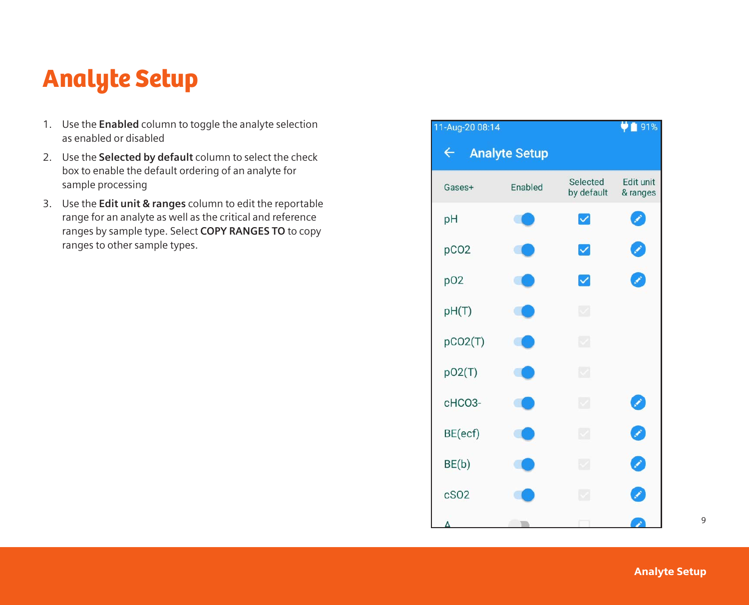# Analyte Setup

1. Use the **Enabled** column to toggle the analyte selection as enabled or disabled
2. Use the **Selected by default** column to select the check box to enable the default ordering of an analyte for sample processing
3. Use the **Edit unit & ranges** column to edit the reportable range for an analyte as well as the critical and reference ranges by sample type. Select **COPY RANGES TO** to copy ranges to other sample types.

11-Aug-20 08:14 91%

Analyte Setup

| Gases+ | Enabled | Selected by default | Edit unit & ranges |
|---|---|---|---|
| pH | | | |
| pCO2 | | | |
| pO2 | | | |
| pH(T) | | | |
| pCO2(T) | | | |
| pO2(T) | | | |
| cHCO3- | | | |
| BE(ecf) | | | |
| BE(b) | | | |
| cSO2 | | | |
| A | | | |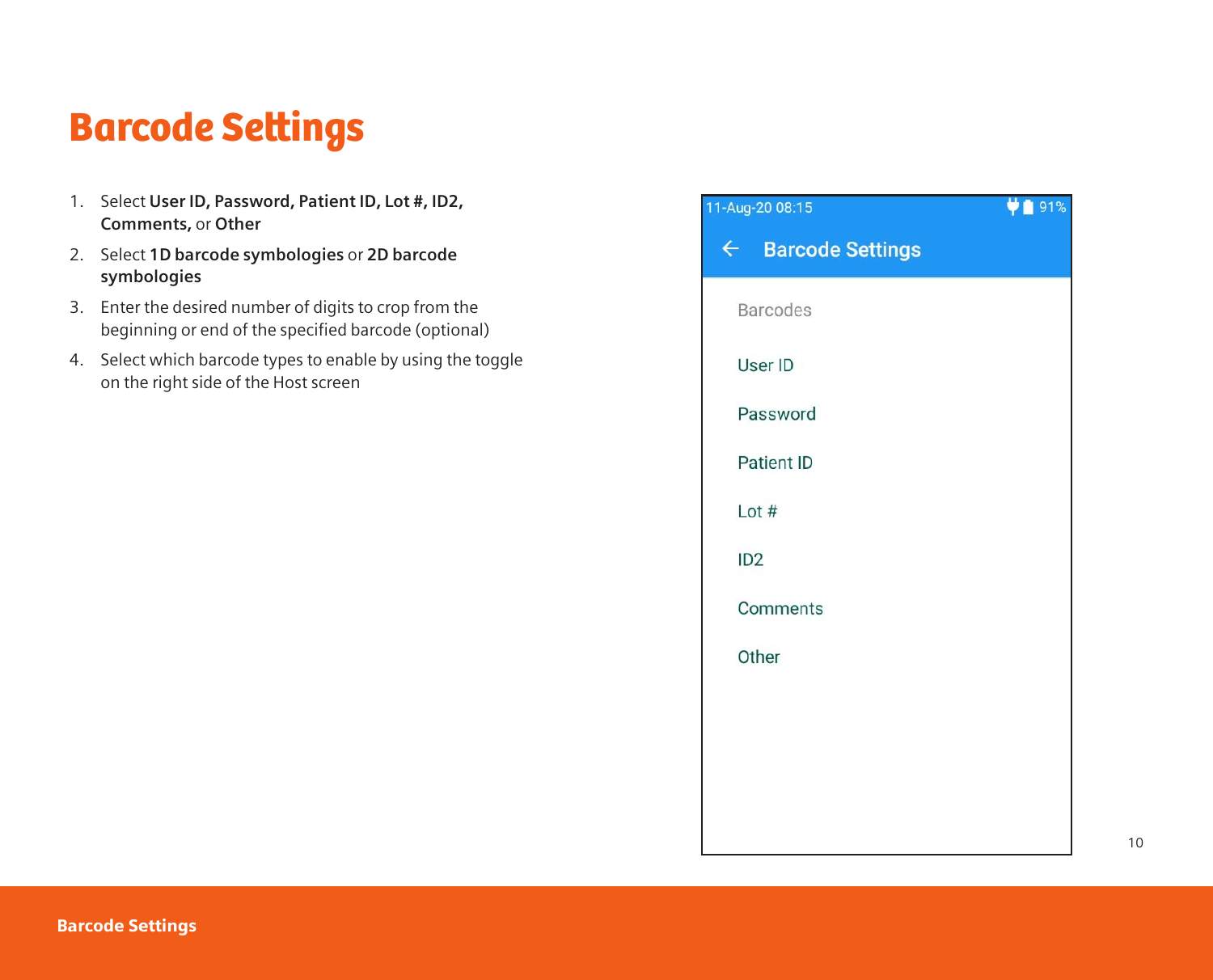# Barcode Settings

1. Select **User ID, Password, Patient ID, Lot #, ID2, Comments,** or **Other**
2. Select **1D barcode symbologies** or **2D barcode symbologies**
3. Enter the desired number of digits to crop from the beginning or end of the specified barcode (optional)
4. Select which barcode types to enable by using the toggle on the right side of the Host screen

11-Aug-20 08:15 91%

← Barcode Settings

Barcodes

User ID

Password

Patient ID

Lot #

ID2

Comments

Other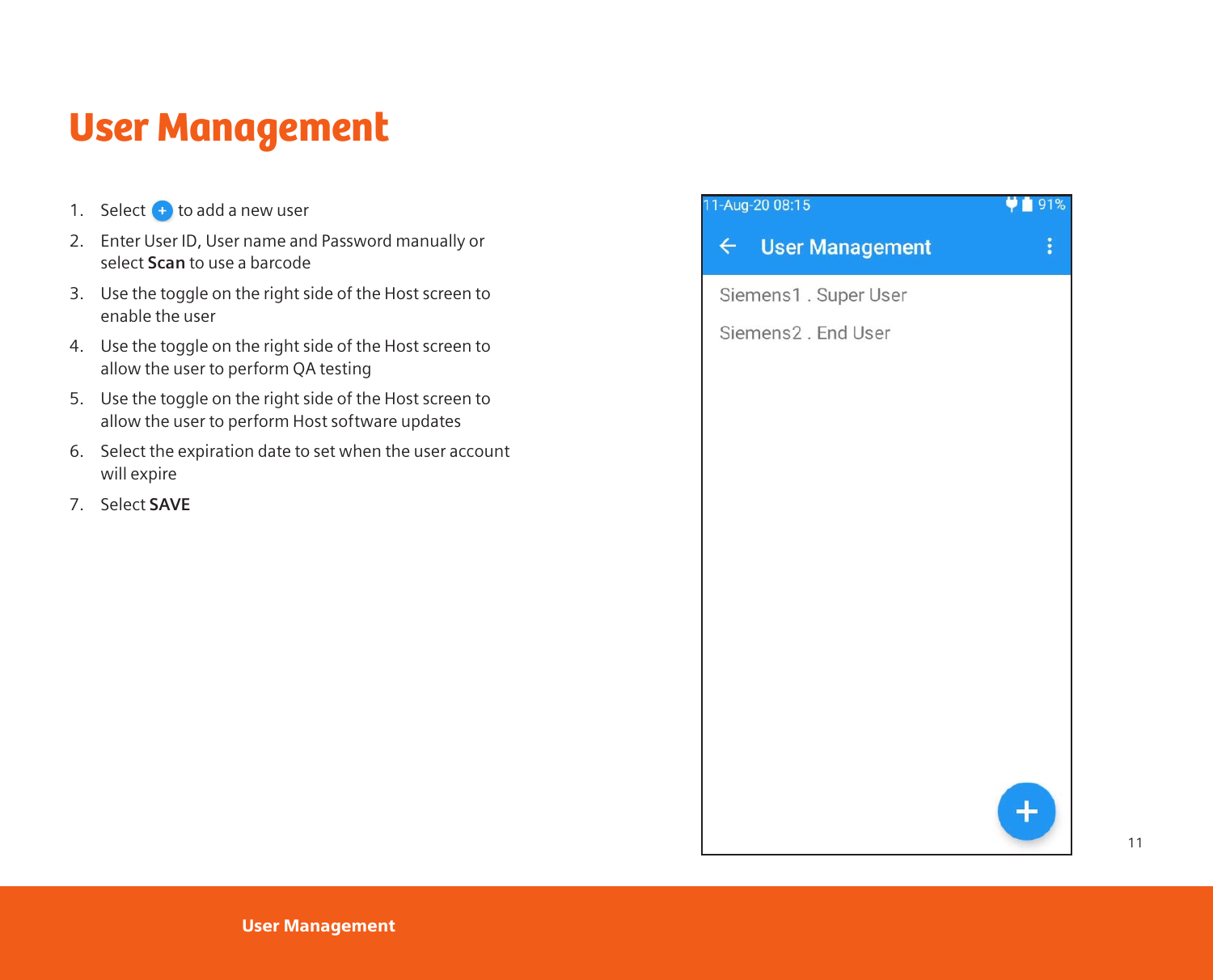# User Management

1. Select + to add a new user
2. Enter User ID, User name and Password manually or select **Scan** to use a barcode
3. Use the toggle on the right side of the Host screen to enable the user
4. Use the toggle on the right side of the Host screen to allow the user to perform QA testing
5. Use the toggle on the right side of the Host screen to allow the user to perform Host software updates
6. Select the expiration date to set when the user account will expire
7. Select **SAVE**

11-Aug-20 08:15 91%

User Management

Siemens1 . Super User

Siemens2 . End User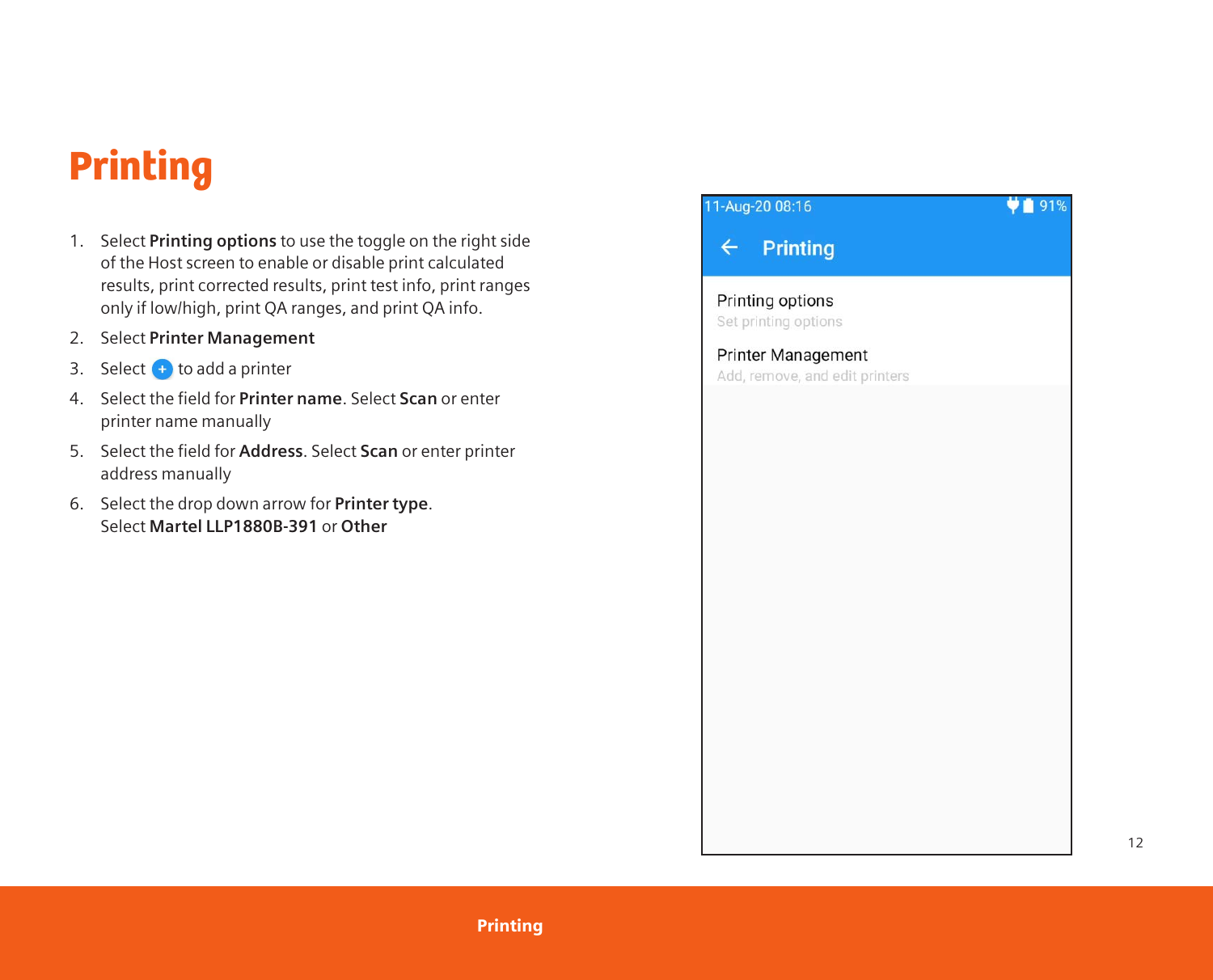# Printing

1. Select **Printing options** to use the toggle on the right side of the Host screen to enable or disable print calculated results, print corrected results, print test info, print ranges only if low/high, print QA ranges, and print QA info.
2. Select **Printer Management**
3. Select + to add a printer
4. Select the field for **Printer name**. Select **Scan** or enter printer name manually
5. Select the field for **Address**. Select **Scan** or enter printer address manually
6. Select the drop down arrow for **Printer type**. Select **Martel LLP1880B-391** or **Other**

11-Aug-20 08:16 91%

Printing

Printing options
Set printing options

Printer Management
Add, remove, and edit printers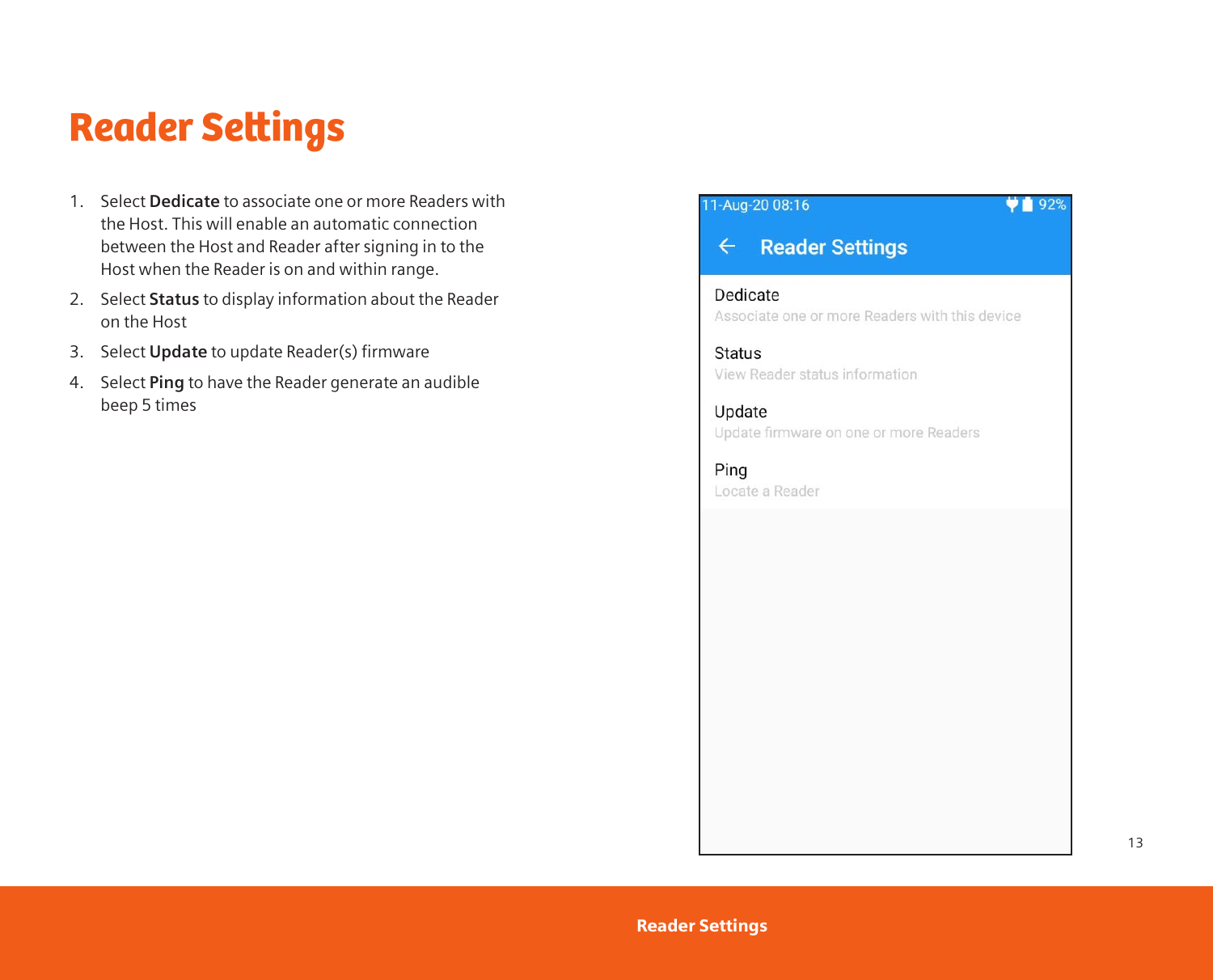# Reader Settings

1. Select **Dedicate** to associate one or more Readers with the Host. This will enable an automatic connection between the Host and Reader after signing in to the Host when the Reader is on and within range.
2. Select **Status** to display information about the Reader on the Host
3. Select **Update** to update Reader(s) firmware
4. Select **Ping** to have the Reader generate an audible beep 5 times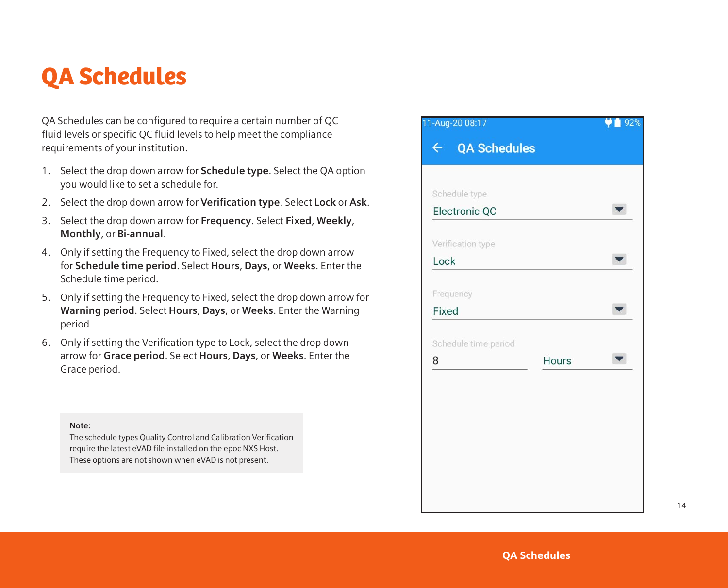# QA Schedules

QA Schedules can be configured to require a certain number of QC fluid levels or specific QC fluid levels to help meet the compliance requirements of your institution.

1. Select the drop down arrow for **Schedule type**. Select the QA option you would like to set a schedule for.
2. Select the drop down arrow for **Verification type**. Select **Lock** or **Ask**.
3. Select the drop down arrow for **Frequency**. Select **Fixed**, **Weekly**, **Monthly**, or **Bi-annual**.
4. Only if setting the Frequency to Fixed, select the drop down arrow for **Schedule time period**. Select **Hours**, **Days**, or **Weeks**. Enter the Schedule time period.
5. Only if setting the Frequency to Fixed, select the drop down arrow for **Warning period**. Select **Hours**, **Days**, or **Weeks**. Enter the Warning period
6. Only if setting the Verification type to Lock, select the drop down arrow for **Grace period**. Select **Hours**, **Days**, or **Weeks**. Enter the Grace period.

**Note:**
The schedule types Quality Control and Calibration Verification require the latest eVAD file installed on the epoc NXS Host. These options are not shown when eVAD is not present.

11-Aug-20 08:17 92%

**QA Schedules**

Schedule type
Electronic QC

Verification type
Lock

Frequency
Fixed

Schedule time period
8 Hours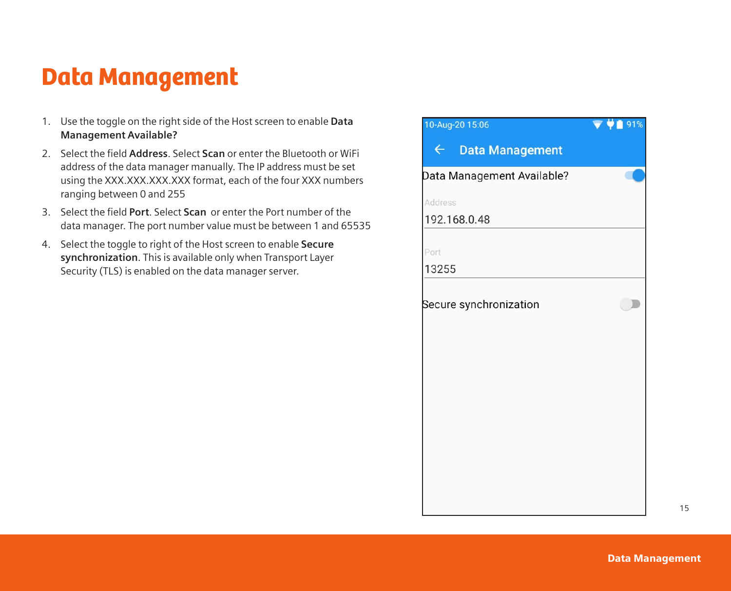# Data Management

1. Use the toggle on the right side of the Host screen to enable **Data Management Available?**
2. Select the field **Address**. Select **Scan** or enter the Bluetooth or WiFi address of the data manager manually. The IP address must be set using the XXX.XXX.XXX.XXX format, each of the four XXX numbers ranging between 0 and 255
3. Select the field **Port**. Select **Scan** or enter the Port number of the data manager. The port number value must be between 1 and 65535
4. Select the toggle to right of the Host screen to enable **Secure synchronization**. This is available only when Transport Layer Security (TLS) is enabled on the data manager server.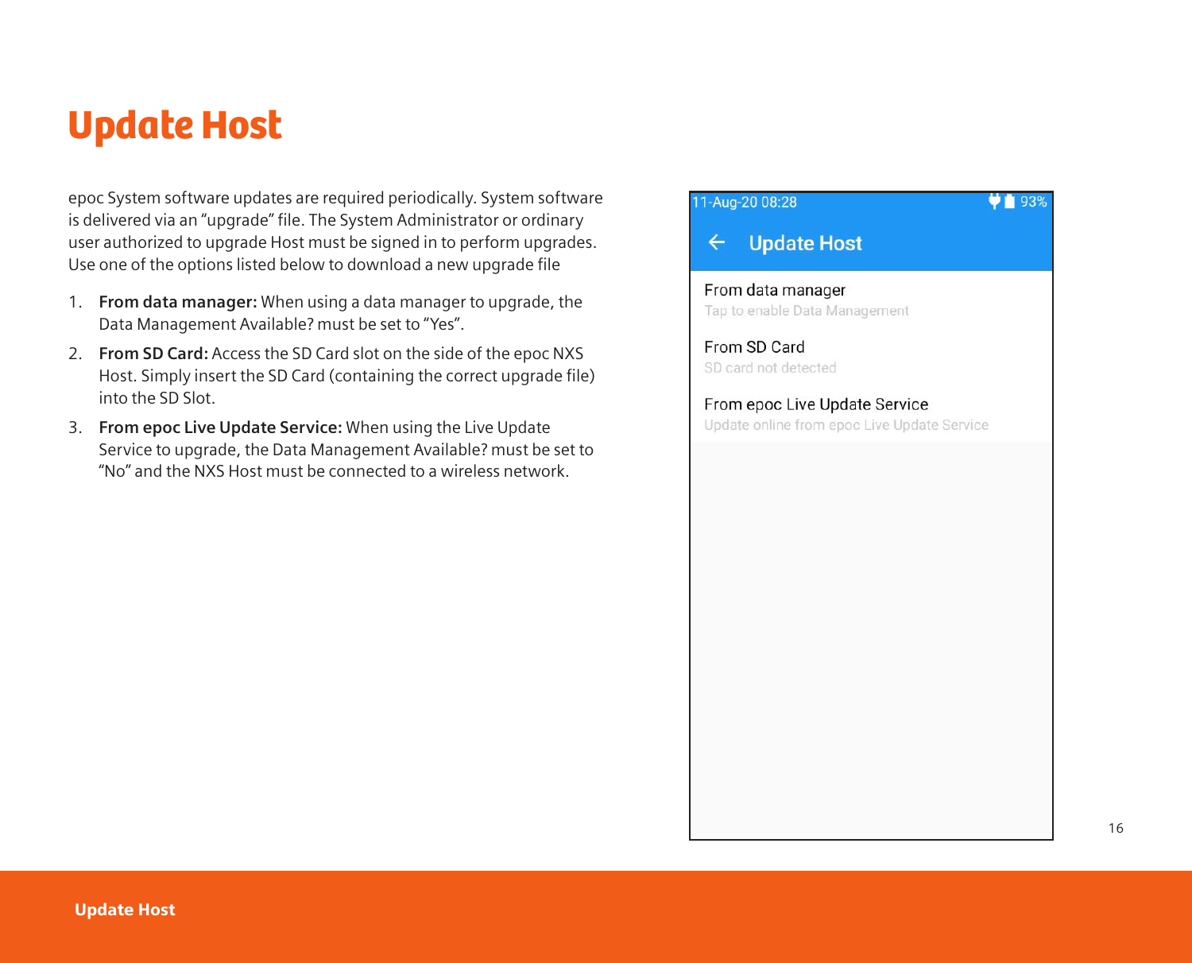# Update Host

epoc System software updates are required periodically. System software is delivered via an "upgrade" file. The System Administrator or ordinary user authorized to upgrade Host must be signed in to perform upgrades. Use one of the options listed below to download a new upgrade file

1. **From data manager:** When using a data manager to upgrade, the Data Management Available? must be set to "Yes".
2. **From SD Card:** Access the SD Card slot on the side of the epoc NXS Host. Simply insert the SD Card (containing the correct upgrade file) into the SD Slot.
3. **From epoc Live Update Service:** When using the Live Update Service to upgrade, the Data Management Available? must be set to "No" and the NXS Host must be connected to a wireless network.

11-Aug-20 08:28 93%

**Update Host**

From data manager
Tap to enable Data Management

From SD Card
SD card not detected

From epoc Live Update Service
Update online from epoc Live Update Service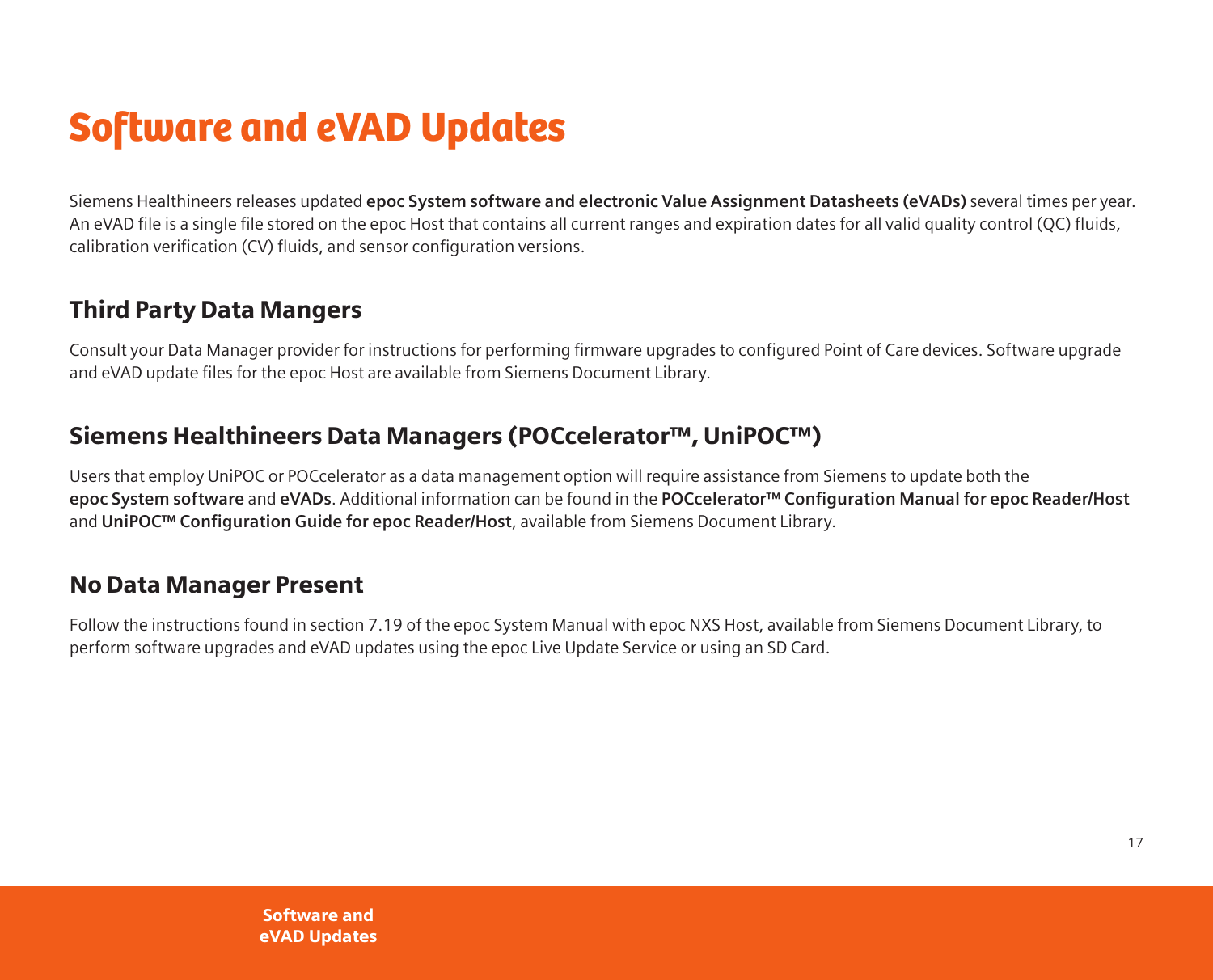# Software and eVAD Updates

Siemens Healthineers releases updated **epoc System software and electronic Value Assignment Datasheets (eVADs)** several times per year. An eVAD file is a single file stored on the epoc Host that contains all current ranges and expiration dates for all valid quality control (QC) fluids, calibration verification (CV) fluids, and sensor configuration versions.

## Third Party Data Mangers

Consult your Data Manager provider for instructions for performing firmware upgrades to configured Point of Care devices. Software upgrade and eVAD update files for the epoc Host are available from Siemens Document Library.

## Siemens Healthineers Data Managers (POCcelerator™, UniPOC™)

Users that employ UniPOC or POCcelerator as a data management option will require assistance from Siemens to update both the **epoc System software** and **eVADs**. Additional information can be found in the **POCcelerator™ Configuration Manual for epoc Reader/Host** and **UniPOC™ Configuration Guide for epoc Reader/Host**, available from Siemens Document Library.

## No Data Manager Present

Follow the instructions found in section 7.19 of the epoc System Manual with epoc NXS Host, available from Siemens Document Library, to perform software upgrades and eVAD updates using the epoc Live Update Service or using an SD Card.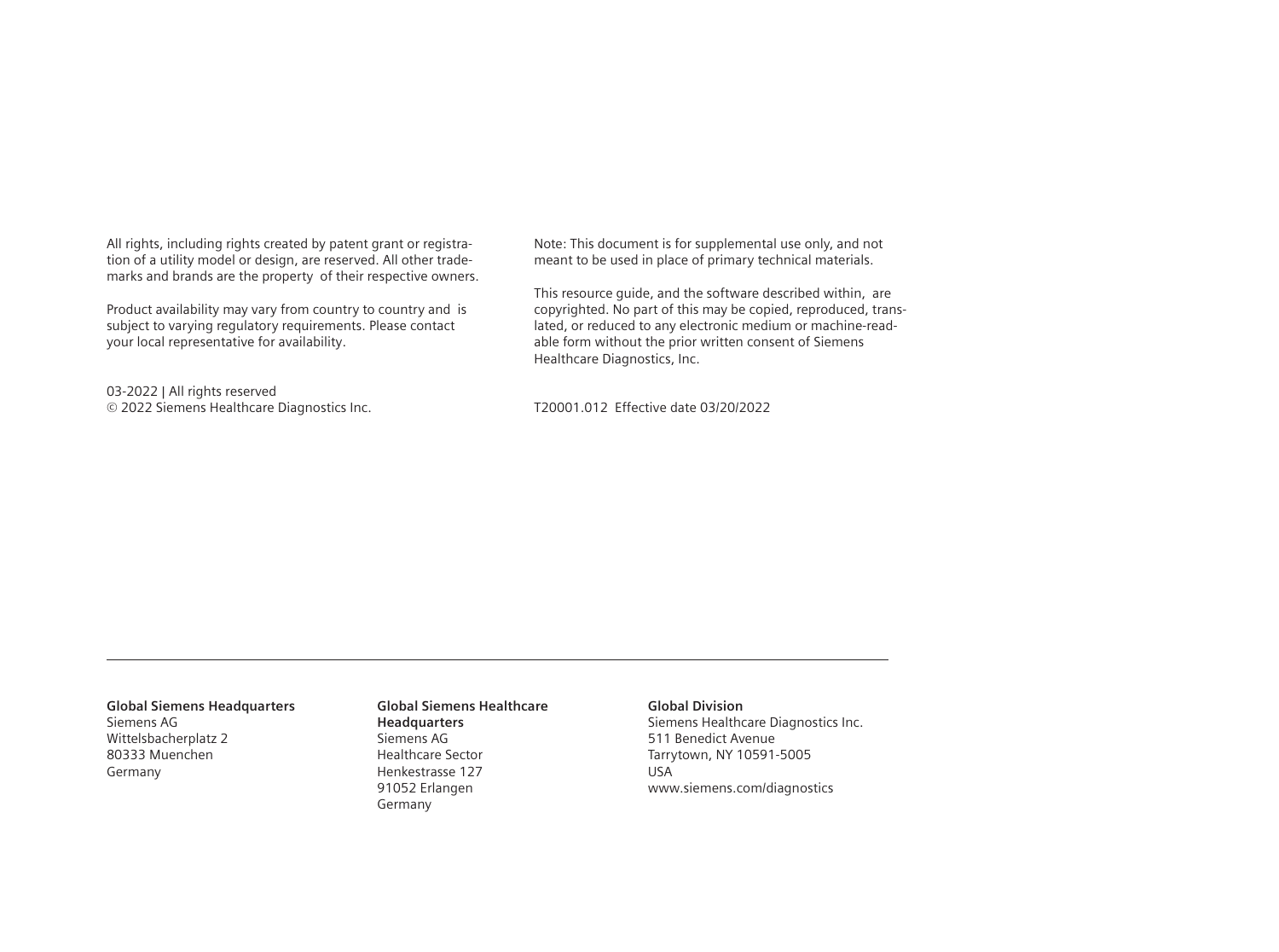All rights, including rights created by patent grant or registration of a utility model or design, are reserved. All other trademarks and brands are the property of their respective owners.

Product availability may vary from country to country and is subject to varying regulatory requirements. Please contact your local representative for availability.

03-2022 | All rights reserved
© 2022 Siemens Healthcare Diagnostics Inc.

Note: This document is for supplemental use only, and not meant to be used in place of primary technical materials.

This resource guide, and the software described within, are copyrighted. No part of this may be copied, reproduced, translated, or reduced to any electronic medium or machine-readable form without the prior written consent of Siemens Healthcare Diagnostics, Inc.

T20001.012 Effective date 03/20/2022

---

**Global Siemens Headquarters**
Siemens AG
Wittelsbacherplatz 2
80333 Muenchen
Germany

**Global Siemens Healthcare Headquarters**
Siemens AG
Healthcare Sector
Henkestrasse 127
91052 Erlangen
Germany

**Global Division**
Siemens Healthcare Diagnostics Inc.
511 Benedict Avenue
Tarrytown, NY 10591-5005
USA
www.siemens.com/diagnostics